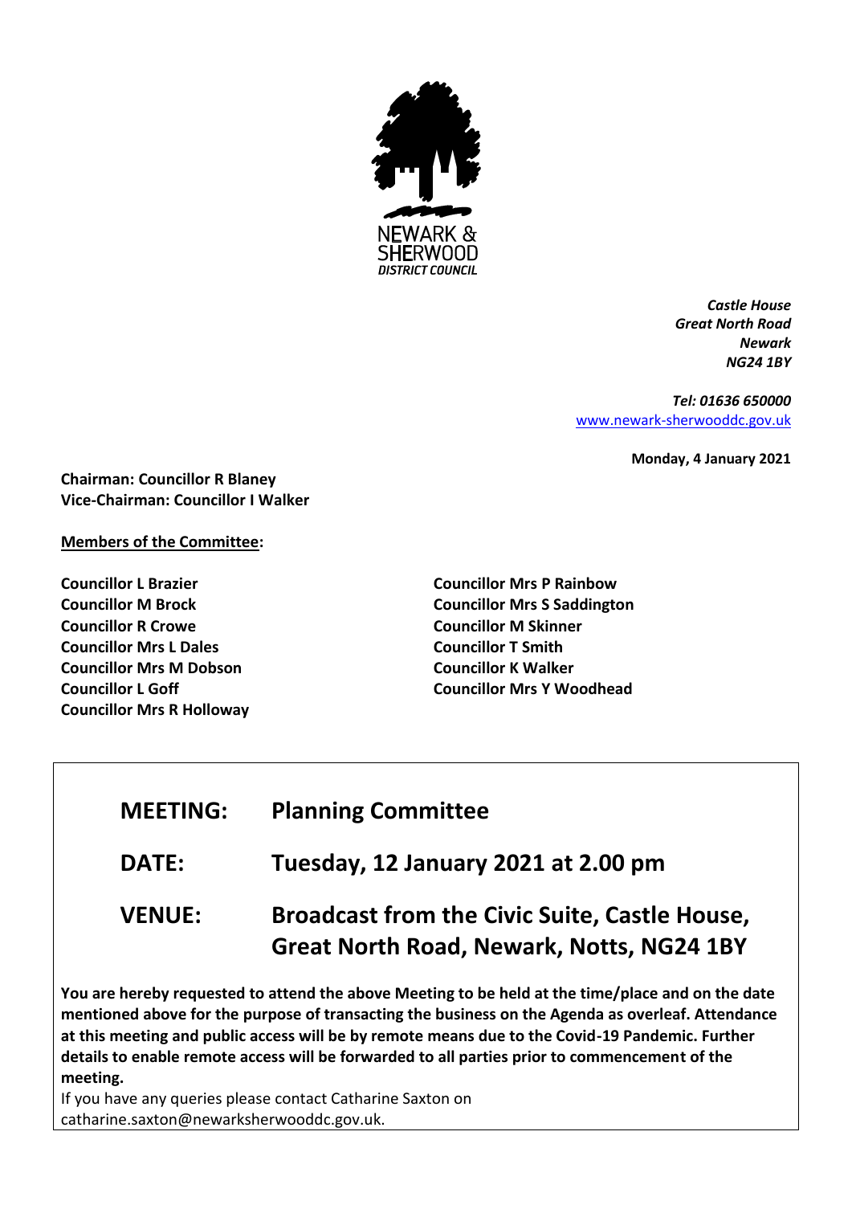NEWARK & SHERWOOD DISTRICT COUNCIL

***Castle House***
***Great North Road***
***Newark***
***NG24 1BY***

***Tel: 01636 650000***
[www.newark-sherwooddc.gov.uk](http://www.newark-sherwooddc.gov.uk)

**Monday, 4 January 2021**

**Chairman: Councillor R Blaney**
**Vice-Chairman: Councillor I Walker**

**Members of the Committee:**

**Councillor L Brazier**
**Councillor M Brock**
**Councillor R Crowe**
**Councillor Mrs L Dales**
**Councillor Mrs M Dobson**
**Councillor L Goff**
**Councillor Mrs R Holloway**
**Councillor Mrs P Rainbow**
**Councillor Mrs S Saddington**
**Councillor M Skinner**
**Councillor T Smith**
**Councillor K Walker**
**Councillor Mrs Y Woodhead**

| | |
|---|---|
| **MEETING:** | **Planning Committee** |
| **DATE:** | **Tuesday, 12 January 2021 at 2.00 pm** |
| **VENUE:** | **Broadcast from the Civic Suite, Castle House, Great North Road, Newark, Notts, NG24 1BY** |

**You are hereby requested to attend the above Meeting to be held at the time/place and on the date mentioned above for the purpose of transacting the business on the Agenda as overleaf. Attendance at this meeting and public access will be by remote means due to the Covid-19 Pandemic. Further details to enable remote access will be forwarded to all parties prior to commencement of the meeting.**

If you have any queries please contact Catharine Saxton on catharine.saxton@newarksherwooddc.gov.uk.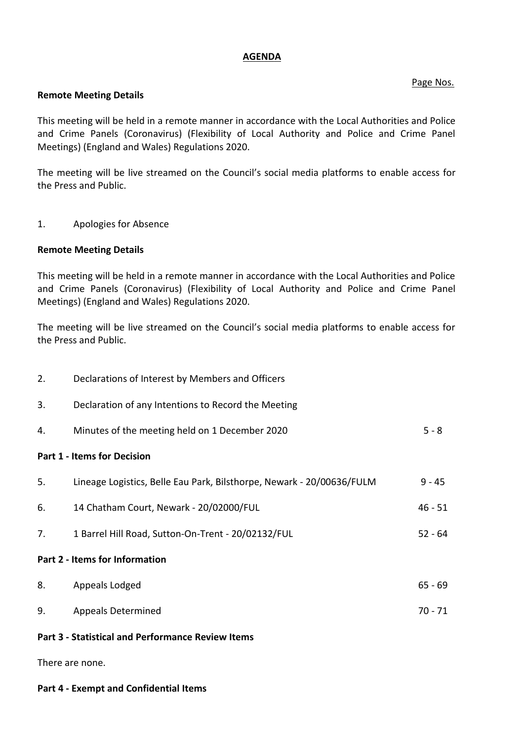**AGENDA**

Page Nos.

**Remote Meeting Details**

This meeting will be held in a remote manner in accordance with the Local Authorities and Police and Crime Panels (Coronavirus) (Flexibility of Local Authority and Police and Crime Panel Meetings) (England and Wales) Regulations 2020.

The meeting will be live streamed on the Council's social media platforms to enable access for the Press and Public.

1. Apologies for Absence

**Remote Meeting Details**

This meeting will be held in a remote manner in accordance with the Local Authorities and Police and Crime Panels (Coronavirus) (Flexibility of Local Authority and Police and Crime Panel Meetings) (England and Wales) Regulations 2020.

The meeting will be live streamed on the Council's social media platforms to enable access for the Press and Public.

| | | |
|---|---|---|
| 2. | Declarations of Interest by Members and Officers | |
| 3. | Declaration of any Intentions to Record the Meeting | |
| 4. | Minutes of the meeting held on 1 December 2020 | 5 - 8 |

**Part 1 - Items for Decision**

| | | |
|---|---|---|
| 5. | Lineage Logistics, Belle Eau Park, Bilsthorpe, Newark - 20/00636/FULM | 9 - 45 |
| 6. | 14 Chatham Court, Newark - 20/02000/FUL | 46 - 51 |
| 7. | 1 Barrel Hill Road, Sutton-On-Trent - 20/02132/FUL | 52 - 64 |

**Part 2 - Items for Information**

| | | |
|---|---|---|
| 8. | Appeals Lodged | 65 - 69 |
| 9. | Appeals Determined | 70 - 71 |

**Part 3 - Statistical and Performance Review Items**

There are none.

**Part 4 - Exempt and Confidential Items**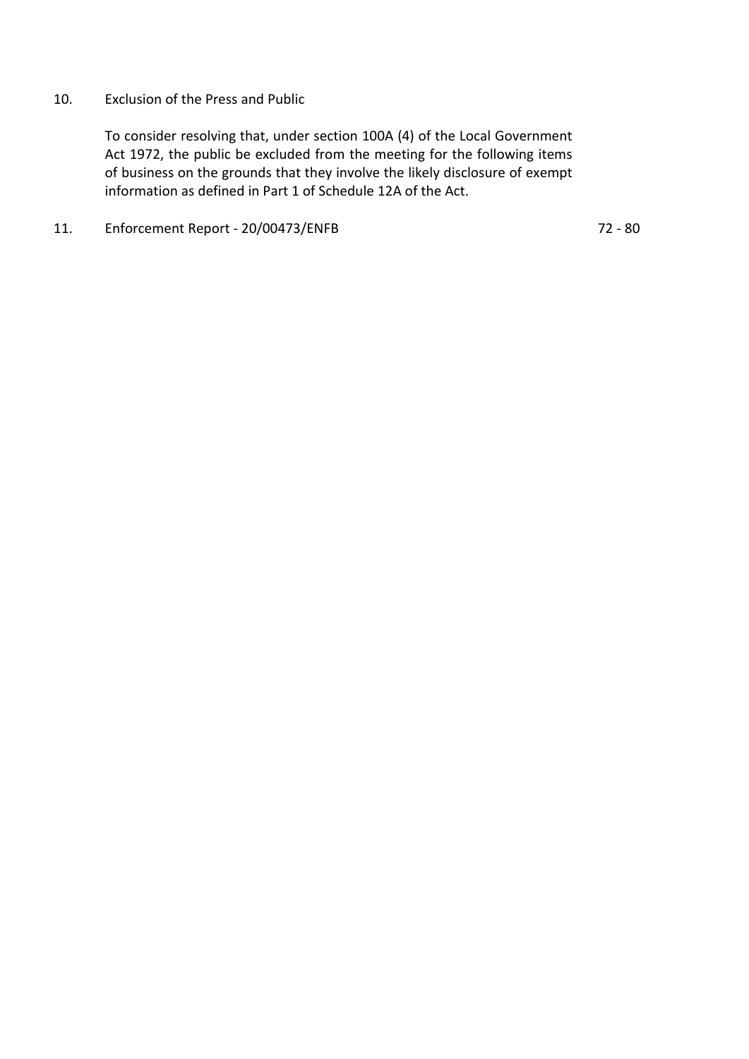10. Exclusion of the Press and Public

    To consider resolving that, under section 100A (4) of the Local Government Act 1972, the public be excluded from the meeting for the following items of business on the grounds that they involve the likely disclosure of exempt information as defined in Part 1 of Schedule 12A of the Act.

11. Enforcement Report - 20/00473/ENFB 72 - 80